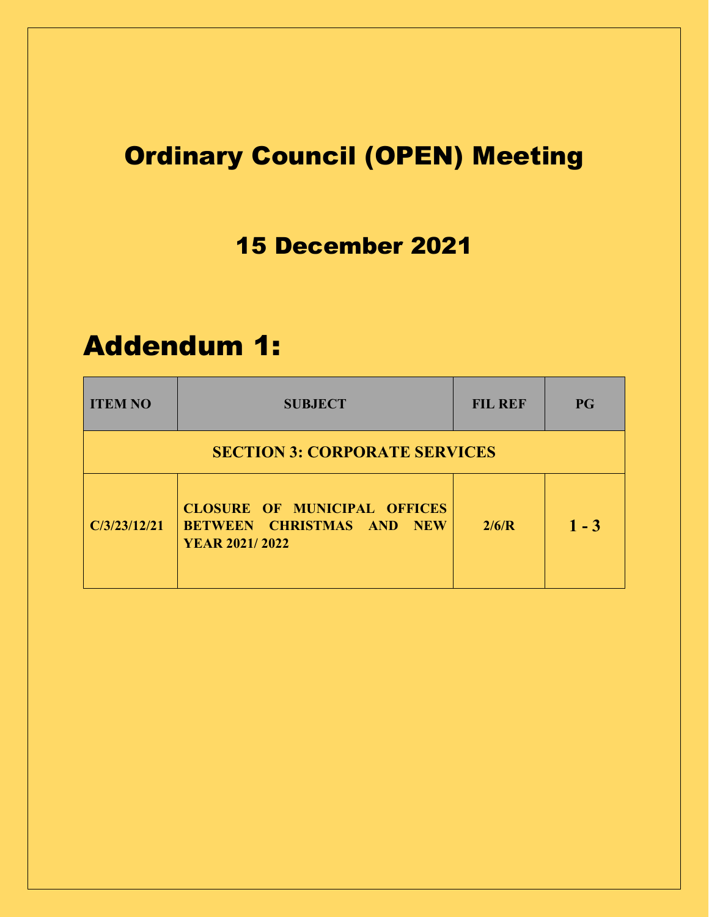# Ordinary Council (OPEN) Meeting

## 15 December 2021

# Addendum 1:

| ITEM NO | SUBJECT | FIL REF | PG |
|---|---|---|---|
| **SECTION 3: CORPORATE SERVICES** | | | |
| C/3/23/12/21 | CLOSURE OF MUNICIPAL OFFICES BETWEEN CHRISTMAS AND NEW YEAR 2021/ 2022 | 2/6/R | 1 - 3 |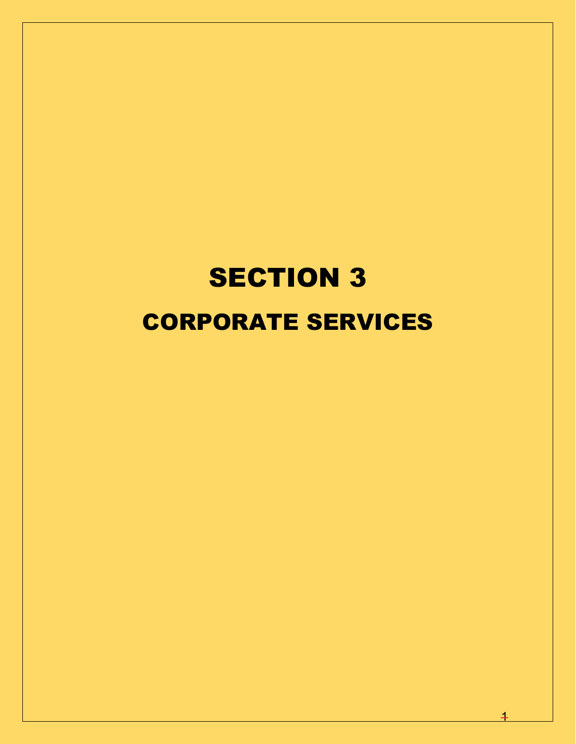# SECTION 3

## CORPORATE SERVICES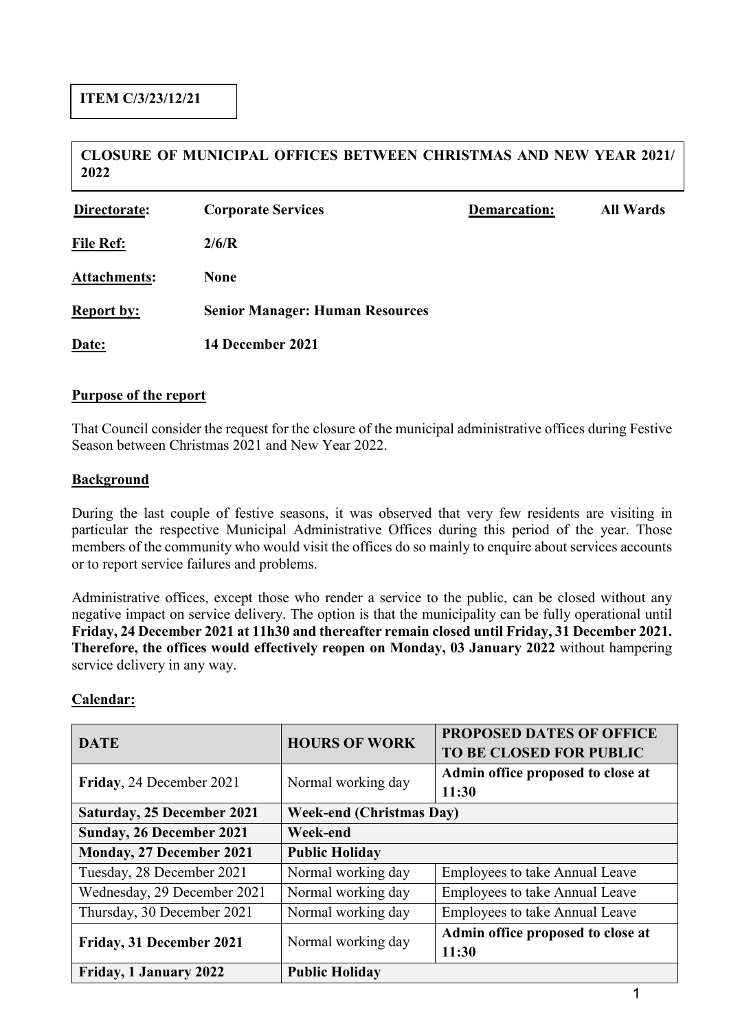**ITEM C/3/23/12/21**

**CLOSURE OF MUNICIPAL OFFICES BETWEEN CHRISTMAS AND NEW YEAR 2021/ 2022**

| | | | |
|---|---|---|---|
| **Directorate:** | **Corporate Services** | **Demarcation:** | **All Wards** |
| **File Ref:** | **2/6/R** | | |
| **Attachments:** | **None** | | |
| **Report by:** | **Senior Manager: Human Resources** | | |
| **Date:** | **14 December 2021** | | |

**Purpose of the report**

That Council consider the request for the closure of the municipal administrative offices during Festive Season between Christmas 2021 and New Year 2022.

**Background**

During the last couple of festive seasons, it was observed that very few residents are visiting in particular the respective Municipal Administrative Offices during this period of the year. Those members of the community who would visit the offices do so mainly to enquire about services accounts or to report service failures and problems.

Administrative offices, except those who render a service to the public, can be closed without any negative impact on service delivery. The option is that the municipality can be fully operational until **Friday, 24 December 2021 at 11h30 and thereafter remain closed until Friday, 31 December 2021. Therefore, the offices would effectively reopen on Monday, 03 January 2022** without hampering service delivery in any way.

**Calendar:**

| DATE | HOURS OF WORK | PROPOSED DATES OF OFFICE TO BE CLOSED FOR PUBLIC |
|---|---|---|
| **Friday**, 24 December 2021 | Normal working day | **Admin office proposed to close at 11:30** |
| **Saturday, 25 December 2021** | **Week-end (Christmas Day)** | |
| **Sunday, 26 December 2021** | **Week-end** | |
| **Monday, 27 December 2021** | **Public Holiday** | |
| Tuesday, 28 December 2021 | Normal working day | Employees to take Annual Leave |
| Wednesday, 29 December 2021 | Normal working day | Employees to take Annual Leave |
| Thursday, 30 December 2021 | Normal working day | Employees to take Annual Leave |
| **Friday, 31 December 2021** | Normal working day | **Admin office proposed to close at 11:30** |
| **Friday, 1 January 2022** | **Public Holiday** | |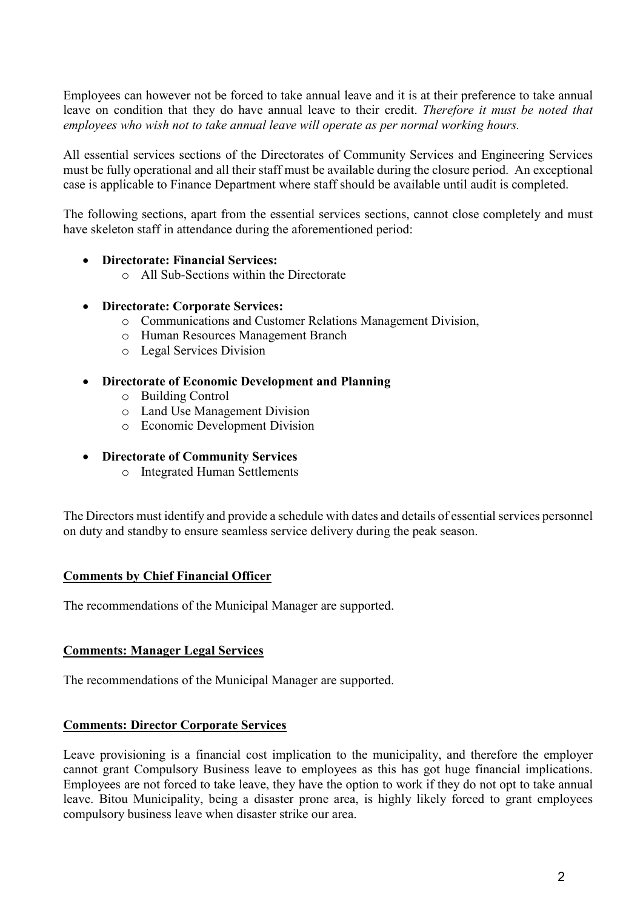Employees can however not be forced to take annual leave and it is at their preference to take annual leave on condition that they do have annual leave to their credit. *Therefore it must be noted that employees who wish not to take annual leave will operate as per normal working hours.*

All essential services sections of the Directorates of Community Services and Engineering Services must be fully operational and all their staff must be available during the closure period. An exceptional case is applicable to Finance Department where staff should be available until audit is completed.

The following sections, apart from the essential services sections, cannot close completely and must have skeleton staff in attendance during the aforementioned period:

- **Directorate: Financial Services:**
  - All Sub-Sections within the Directorate
- **Directorate: Corporate Services:**
  - Communications and Customer Relations Management Division,
  - Human Resources Management Branch
  - Legal Services Division
- **Directorate of Economic Development and Planning**
  - Building Control
  - Land Use Management Division
  - Economic Development Division
- **Directorate of Community Services**
  - Integrated Human Settlements

The Directors must identify and provide a schedule with dates and details of essential services personnel on duty and standby to ensure seamless service delivery during the peak season.

**Comments by Chief Financial Officer**

The recommendations of the Municipal Manager are supported.

**Comments: Manager Legal Services**

The recommendations of the Municipal Manager are supported.

**Comments: Director Corporate Services**

Leave provisioning is a financial cost implication to the municipality, and therefore the employer cannot grant Compulsory Business leave to employees as this has got huge financial implications. Employees are not forced to take leave, they have the option to work if they do not opt to take annual leave. Bitou Municipality, being a disaster prone area, is highly likely forced to grant employees compulsory business leave when disaster strike our area.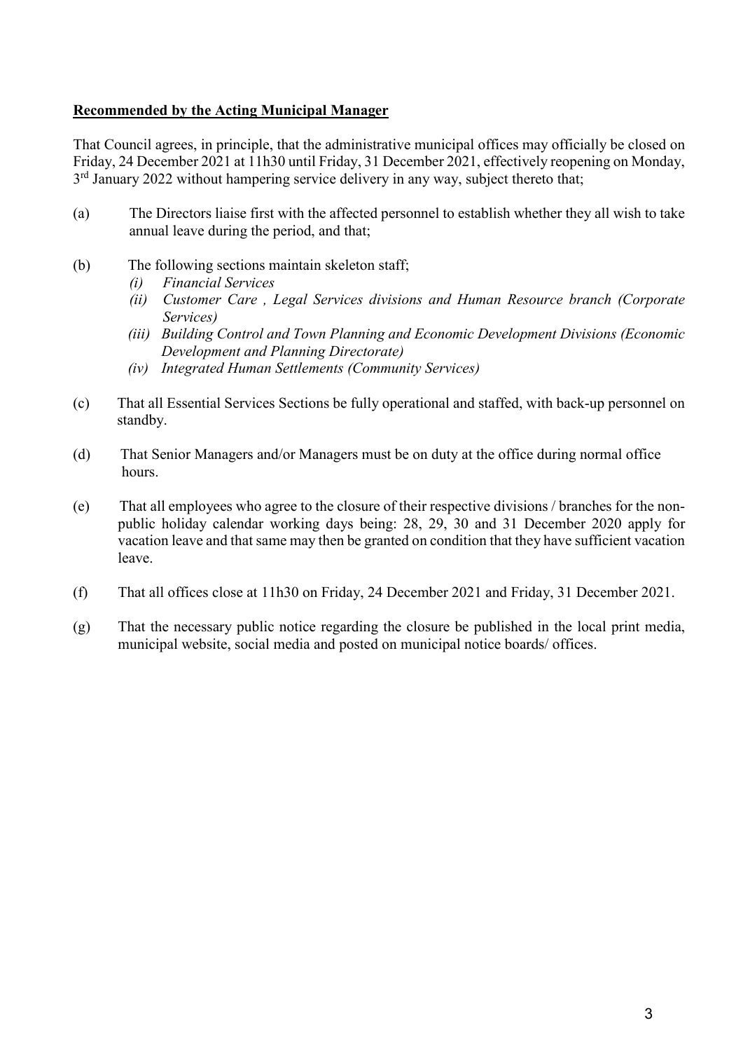**Recommended by the Acting Municipal Manager**

That Council agrees, in principle, that the administrative municipal offices may officially be closed on Friday, 24 December 2021 at 11h30 until Friday, 31 December 2021, effectively reopening on Monday, 3rd January 2022 without hampering service delivery in any way, subject thereto that;

(a) The Directors liaise first with the affected personnel to establish whether they all wish to take annual leave during the period, and that;

(b) The following sections maintain skeleton staff;
   *(i) Financial Services*
   *(ii) Customer Care , Legal Services divisions and Human Resource branch (Corporate Services)*
   *(iii) Building Control and Town Planning and Economic Development Divisions (Economic Development and Planning Directorate)*
   *(iv) Integrated Human Settlements (Community Services)*

(c) That all Essential Services Sections be fully operational and staffed, with back-up personnel on standby.

(d) That Senior Managers and/or Managers must be on duty at the office during normal office hours.

(e) That all employees who agree to the closure of their respective divisions / branches for the non-public holiday calendar working days being: 28, 29, 30 and 31 December 2020 apply for vacation leave and that same may then be granted on condition that they have sufficient vacation leave.

(f) That all offices close at 11h30 on Friday, 24 December 2021 and Friday, 31 December 2021.

(g) That the necessary public notice regarding the closure be published in the local print media, municipal website, social media and posted on municipal notice boards/ offices.